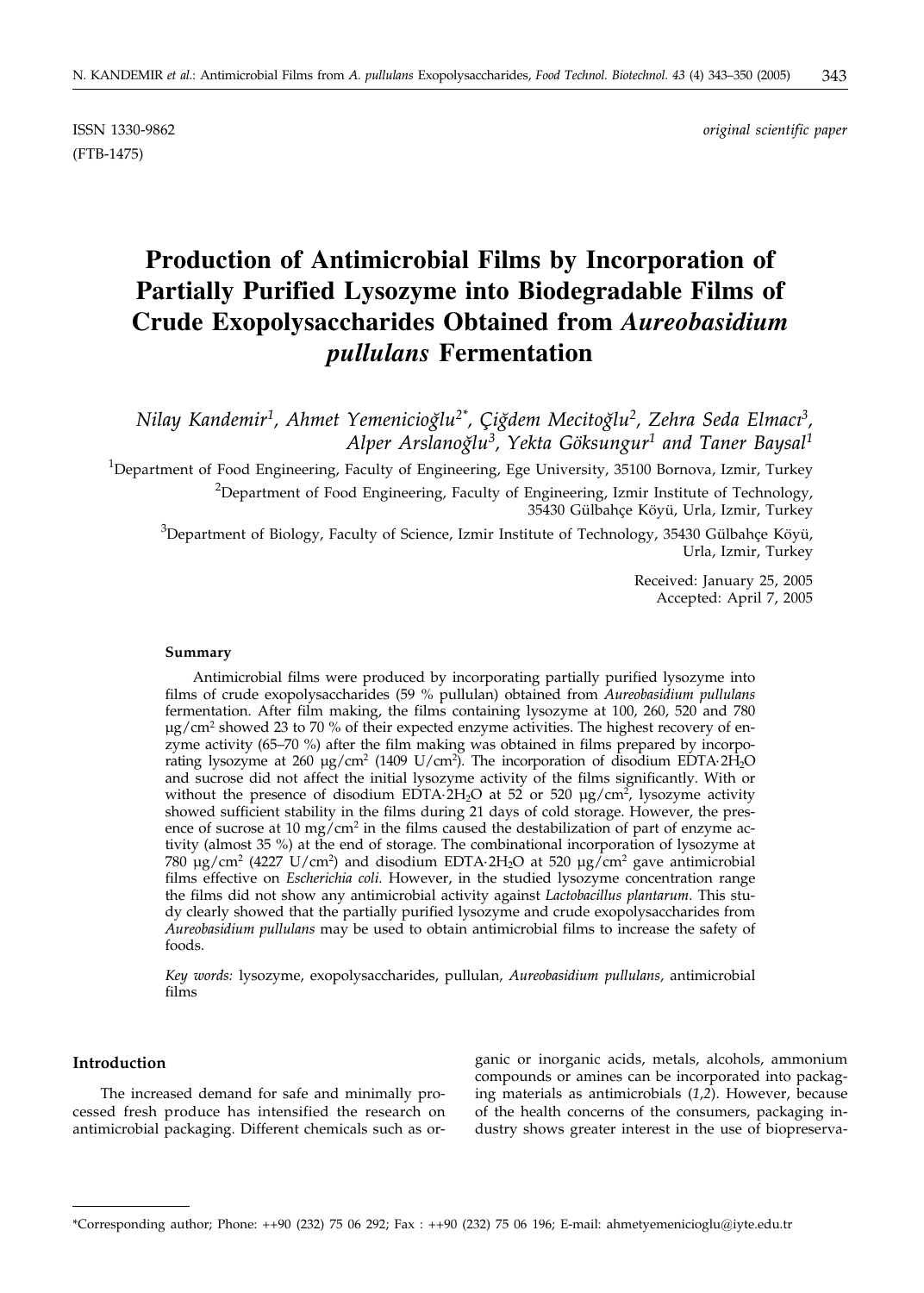ISSN 1330-9862 *original scientific paper*

(FTB-1475)

# Production of Antimicrobial Films by Incorporation of Partially Purified Lysozyme into Biodegradable Films of Crude Exopolysaccharides Obtained from *Aureobasidium pullulans* Fermentation

*Nilay Kandemir[1], Ahmet Yemenicioğlu[2*], Çiğdem Mecitoğlu[2], Zehra Seda Elmacı[3], Alper Arslanoğlu[3], Yekta Göksungur[1] and Taner Baysal[1]*

[1]Department of Food Engineering, Faculty of Engineering, Ege University, 35100 Bornova, Izmir, Turkey

[2]Department of Food Engineering, Faculty of Engineering, Izmir Institute of Technology, 35430 Gülbahçe Köyü, Urla, Izmir, Turkey

[3]Department of Biology, Faculty of Science, Izmir Institute of Technology, 35430 Gülbahçe Köyü, Urla, Izmir, Turkey

Received: January 25, 2005
Accepted: April 7, 2005

#### Summary

Antimicrobial films were produced by incorporating partially purified lysozyme into films of crude exopolysaccharides (59 % pullulan) obtained from *Aureobasidium pullulans* fermentation. After film making, the films containing lysozyme at 100, 260, 520 and 780 $\mu g/cm^2$ showed 23 to 70 % of their expected enzyme activities. The highest recovery of enzyme activity (65–70 %) after the film making was obtained in films prepared by incorporating lysozyme at 260 $\mu g/cm^2$ (1409 $U/cm^2$). The incorporation of disodium EDTA·$2H_2O$ and sucrose did not affect the initial lysozyme activity of the films significantly. With or without the presence of disodium EDTA·$2H_2O$ at 52 or 520 $\mu g/cm^2$, lysozyme activity showed sufficient stability in the films during 21 days of cold storage. However, the presence of sucrose at 10 $mg/cm^2$ in the films caused the destabilization of part of enzyme activity (almost 35 %) at the end of storage. The combinational incorporation of lysozyme at 780 $\mu g/cm^2$ (4227 $U/cm^2$) and disodium EDTA·$2H_2O$ at 520 $\mu g/cm^2$ gave antimicrobial films effective on *Escherichia coli*. However, in the studied lysozyme concentration range the films did not show any antimicrobial activity against *Lactobacillus plantarum*. This study clearly showed that the partially purified lysozyme and crude exopolysaccharides from *Aureobasidium pullulans* may be used to obtain antimicrobial films to increase the safety of foods.

*Key words:* lysozyme, exopolysaccharides, pullulan, *Aureobasidium pullulans*, antimicrobial films

#### Introduction

The increased demand for safe and minimally processed fresh produce has intensified the research on antimicrobial packaging. Different chemicals such as organic or inorganic acids, metals, alcohols, ammonium compounds or amines can be incorporated into packaging materials as antimicrobials (*1,2*). However, because of the health concerns of the consumers, packaging industry shows greater interest in the use of biopreserva-

*Corresponding author; Phone: ++90 (232) 75 06 292; Fax : ++90 (232) 75 06 196; E-mail: ahmetyemenicioglu@iyte.edu.tr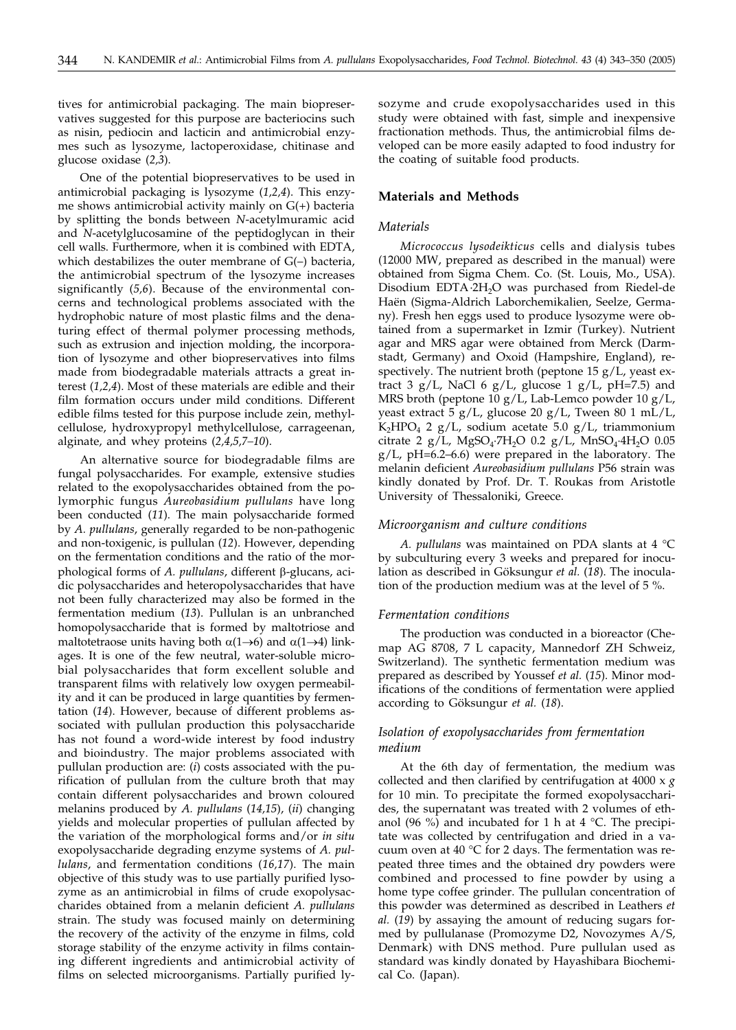tives for antimicrobial packaging. The main biopreservatives suggested for this purpose are bacteriocins such as nisin, pediocin and lacticin and antimicrobial enzymes such as lysozyme, lactoperoxidase, chitinase and glucose oxidase (*2,3*).

One of the potential biopreservatives to be used in antimicrobial packaging is lysozyme (*1,2,4*). This enzyme shows antimicrobial activity mainly on G(+) bacteria by splitting the bonds between *N*-acetylmuramic acid and *N*-acetylglucosamine of the peptidoglycan in their cell walls. Furthermore, when it is combined with EDTA, which destabilizes the outer membrane of G(–) bacteria, the antimicrobial spectrum of the lysozyme increases significantly (*5,6*). Because of the environmental concerns and technological problems associated with the hydrophobic nature of most plastic films and the denaturing effect of thermal polymer processing methods, such as extrusion and injection molding, the incorporation of lysozyme and other biopreservatives into films made from biodegradable materials attracts a great interest (*1,2,4*). Most of these materials are edible and their film formation occurs under mild conditions. Different edible films tested for this purpose include zein, methylcellulose, hydroxypropyl methylcellulose, carrageenan, alginate, and whey proteins (*2,4,5,7–10*).

An alternative source for biodegradable films are fungal polysaccharides. For example, extensive studies related to the exopolysaccharides obtained from the polymorphic fungus *Aureobasidium pullulans* have long been conducted (*11*). The main polysaccharide formed by *A. pullulans*, generally regarded to be non-pathogenic and non-toxigenic, is pullulan (*12*). However, depending on the fermentation conditions and the ratio of the morphological forms of *A. pullulans*, different β-glucans, acidic polysaccharides and heteropolysaccharides that have not been fully characterized may also be formed in the fermentation medium (*13*). Pullulan is an unbranched homopolysaccharide that is formed by maltotriose and maltotetraose units having both $\alpha(1\rightarrow6)$ and $\alpha(1\rightarrow4)$ linkages. It is one of the few neutral, water-soluble microbial polysaccharides that form excellent soluble and transparent films with relatively low oxygen permeability and it can be produced in large quantities by fermentation (*14*). However, because of different problems associated with pullulan production this polysaccharide has not found a word-wide interest by food industry and bioindustry. The major problems associated with pullulan production are: (*i*) costs associated with the purification of pullulan from the culture broth that may contain different polysaccharides and brown coloured melanins produced by *A. pullulans* (*14,15*), (*ii*) changing yields and molecular properties of pullulan affected by the variation of the morphological forms and/or *in situ* exopolysaccharide degrading enzyme systems of *A. pullulans*, and fermentation conditions (*16,17*). The main objective of this study was to use partially purified lysozyme as an antimicrobial in films of crude exopolysaccharides obtained from a melanin deficient *A. pullulans* strain. The study was focused mainly on determining the recovery of the activity of the enzyme in films, cold storage stability of the enzyme activity in films containing different ingredients and antimicrobial activity of films on selected microorganisms. Partially purified lysozyme and crude exopolysaccharides used in this study were obtained with fast, simple and inexpensive fractionation methods. Thus, the antimicrobial films developed can be more easily adapted to food industry for the coating of suitable food products.

## Materials and Methods

### Materials

*Micrococcus lysodeikticus* cells and dialysis tubes (12000 MW, prepared as described in the manual) were obtained from Sigma Chem. Co. (St. Louis, Mo., USA). Disodium EDTA·$2H_2O$ was purchased from Riedel-de Haën (Sigma-Aldrich Laborchemikalien, Seelze, Germany). Fresh hen eggs used to produce lysozyme were obtained from a supermarket in Izmir (Turkey). Nutrient agar and MRS agar were obtained from Merck (Darmstadt, Germany) and Oxoid (Hampshire, England), respectively. The nutrient broth (peptone 15 g/L, yeast extract 3 g/L, NaCl 6 g/L, glucose 1 g/L, pH=7.5) and MRS broth (peptone 10 g/L, Lab-Lemco powder 10 g/L, yeast extract 5 g/L, glucose 20 g/L, Tween 80 1 mL/L, $K_2HPO_4$ 2 g/L, sodium acetate 5.0 g/L, triammonium citrate 2 g/L, $MgSO_4·7H_2O$ 0.2 g/L, $MnSO_4·4H_2O$ 0.05 g/L, pH=6.2–6.6) were prepared in the laboratory. The melanin deficient *Aureobasidium pullulans* P56 strain was kindly donated by Prof. Dr. T. Roukas from Aristotle University of Thessaloniki, Greece.

### Microorganism and culture conditions

*A. pullulans* was maintained on PDA slants at 4 °C by subculturing every 3 weeks and prepared for inoculation as described in Göksungur *et al.* (*18*). The inoculation of the production medium was at the level of 5 %.

### Fermentation conditions

The production was conducted in a bioreactor (Chemap AG 8708, 7 L capacity, Mannedorf ZH Schweiz, Switzerland). The synthetic fermentation medium was prepared as described by Youssef *et al.* (*15*). Minor modifications of the conditions of fermentation were applied according to Göksungur *et al.* (*18*).

### Isolation of exopolysaccharides from fermentation medium

At the 6th day of fermentation, the medium was collected and then clarified by centrifugation at 4000 x *g* for 10 min. To precipitate the formed exopolysaccharides, the supernatant was treated with 2 volumes of ethanol (96 %) and incubated for 1 h at 4 °C. The precipitate was collected by centrifugation and dried in a vacuum oven at 40 °C for 2 days. The fermentation was repeated three times and the obtained dry powders were combined and processed to fine powder by using a home type coffee grinder. The pullulan concentration of this powder was determined as described in Leathers *et al.* (*19*) by assaying the amount of reducing sugars formed by pullulanase (Promozyme D2, Novozymes A/S, Denmark) with DNS method. Pure pullulan used as standard was kindly donated by Hayashibara Biochemical Co. (Japan).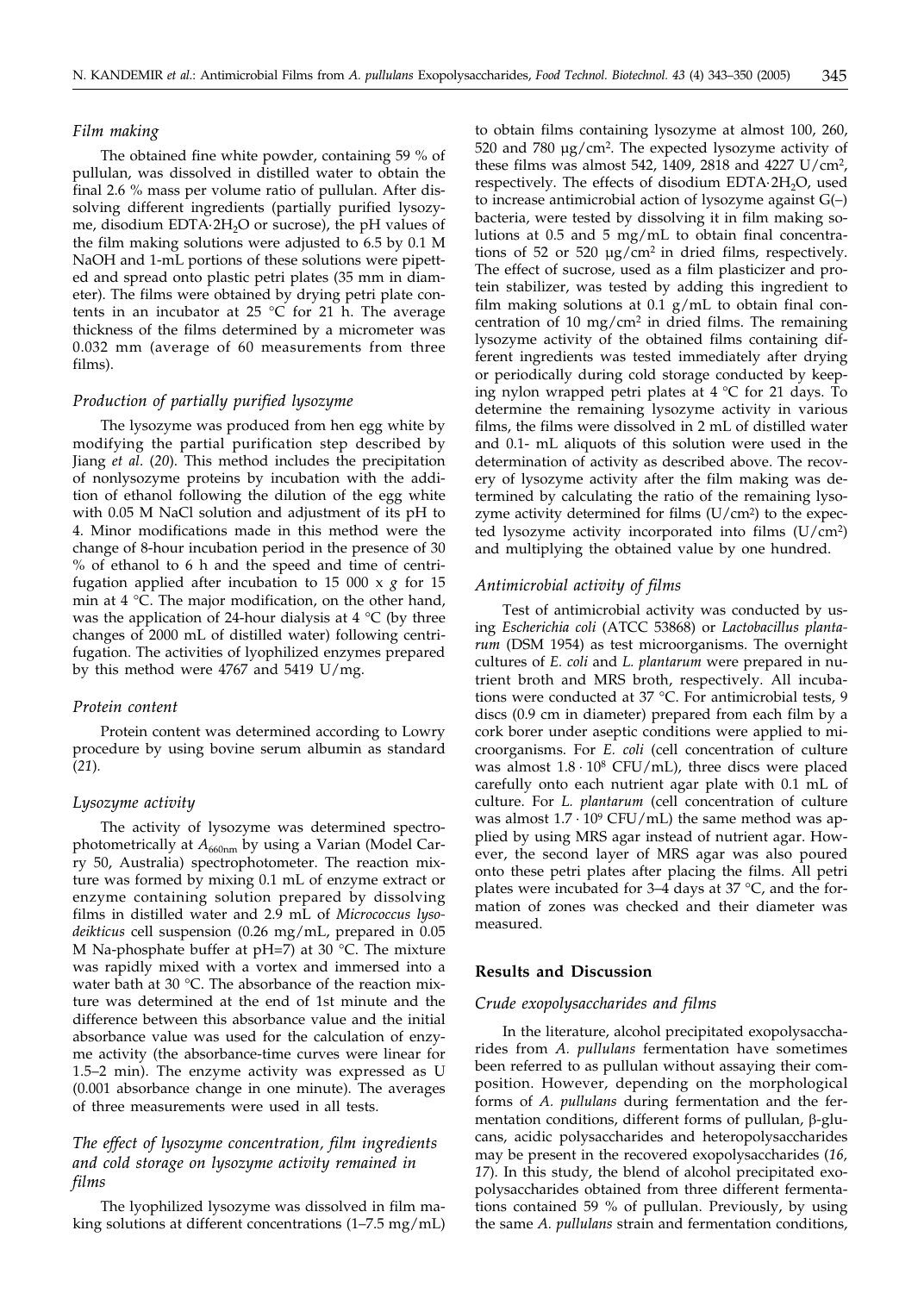### *Film making*

The obtained fine white powder, containing 59 % of pullulan, was dissolved in distilled water to obtain the final 2.6 % mass per volume ratio of pullulan. After dissolving different ingredients (partially purified lysozyme, disodium EDTA·$2H_2O$ or sucrose), the pH values of the film making solutions were adjusted to 6.5 by 0.1 M NaOH and 1-mL portions of these solutions were pipetted and spread onto plastic petri plates (35 mm in diameter). The films were obtained by drying petri plate contents in an incubator at 25 °C for 21 h. The average thickness of the films determined by a micrometer was 0.032 mm (average of 60 measurements from three films).

### *Production of partially purified lysozyme*

The lysozyme was produced from hen egg white by modifying the partial purification step described by Jiang *et al.* (*20*). This method includes the precipitation of nonlysozyme proteins by incubation with the addition of ethanol following the dilution of the egg white with 0.05 M NaCl solution and adjustment of its pH to 4. Minor modifications made in this method were the change of 8-hour incubation period in the presence of 30 % of ethanol to 6 h and the speed and time of centrifugation applied after incubation to 15 000 x *g* for 15 min at 4 °C. The major modification, on the other hand, was the application of 24-hour dialysis at 4 °C (by three changes of 2000 mL of distilled water) following centrifugation. The activities of lyophilized enzymes prepared by this method were 4767 and 5419 U/mg.

### *Protein content*

Protein content was determined according to Lowry procedure by using bovine serum albumin as standard (*21*).

### *Lysozyme activity*

The activity of lysozyme was determined spectrophotometrically at $A_{660nm}$ by using a Varian (Model Carry 50, Australia) spectrophotometer. The reaction mixture was formed by mixing 0.1 mL of enzyme extract or enzyme containing solution prepared by dissolving films in distilled water and 2.9 mL of *Micrococcus lysodeikticus* cell suspension (0.26 mg/mL, prepared in 0.05 M Na-phosphate buffer at pH=7) at 30 °C. The mixture was rapidly mixed with a vortex and immersed into a water bath at 30 °C. The absorbance of the reaction mixture was determined at the end of 1st minute and the difference between this absorbance value and the initial absorbance value was used for the calculation of enzyme activity (the absorbance-time curves were linear for 1.5–2 min). The enzyme activity was expressed as U (0.001 absorbance change in one minute). The averages of three measurements were used in all tests.

### *The effect of lysozyme concentration, film ingredients and cold storage on lysozyme activity remained in films*

The lyophilized lysozyme was dissolved in film making solutions at different concentrations (1–7.5 mg/mL) to obtain films containing lysozyme at almost 100, 260, 520 and 780 µg/cm$^2$. The expected lysozyme activity of these films was almost 542, 1409, 2818 and 4227 U/cm$^2$, respectively. The effects of disodium EDTA·$2H_2O$, used to increase antimicrobial action of lysozyme against G(–) bacteria, were tested by dissolving it in film making solutions at 0.5 and 5 mg/mL to obtain final concentrations of 52 or 520 µg/cm$^2$ in dried films, respectively. The effect of sucrose, used as a film plasticizer and protein stabilizer, was tested by adding this ingredient to film making solutions at 0.1 g/mL to obtain final concentration of 10 mg/cm$^2$ in dried films. The remaining lysozyme activity of the obtained films containing different ingredients was tested immediately after drying or periodically during cold storage conducted by keeping nylon wrapped petri plates at 4 °C for 21 days. To determine the remaining lysozyme activity in various films, the films were dissolved in 2 mL of distilled water and 0.1- mL aliquots of this solution were used in the determination of activity as described above. The recovery of lysozyme activity after the film making was determined by calculating the ratio of the remaining lysozyme activity determined for films (U/cm$^2$) to the expected lysozyme activity incorporated into films (U/cm$^2$) and multiplying the obtained value by one hundred.

### *Antimicrobial activity of films*

Test of antimicrobial activity was conducted by using *Escherichia coli* (ATCC 53868) or *Lactobacillus plantarum* (DSM 1954) as test microorganisms. The overnight cultures of *E. coli* and *L. plantarum* were prepared in nutrient broth and MRS broth, respectively. All incubations were conducted at 37 °C. For antimicrobial tests, 9 discs (0.9 cm in diameter) prepared from each film by a cork borer under aseptic conditions were applied to microorganisms. For *E. coli* (cell concentration of culture was almost $1.8 \cdot 10^8$ CFU/mL), three discs were placed carefully onto each nutrient agar plate with 0.1 mL of culture. For *L. plantarum* (cell concentration of culture was almost $1.7 \cdot 10^9$ CFU/mL) the same method was applied by using MRS agar instead of nutrient agar. However, the second layer of MRS agar was also poured onto these petri plates after placing the films. All petri plates were incubated for 3–4 days at 37 °C, and the formation of zones was checked and their diameter was measured.

## Results and Discussion

### *Crude exopolysaccharides and films*

In the literature, alcohol precipitated exopolysaccharides from *A. pullulans* fermentation have sometimes been referred to as pullulan without assaying their composition. However, depending on the morphological forms of *A. pullulans* during fermentation and the fermentation conditions, different forms of pullulan, β-glucans, acidic polysaccharides and heteropolysaccharides may be present in the recovered exopolysaccharides (*16*, *17*). In this study, the blend of alcohol precipitated exopolysaccharides obtained from three different fermentations contained 59 % of pullulan. Previously, by using the same *A. pullulans* strain and fermentation conditions,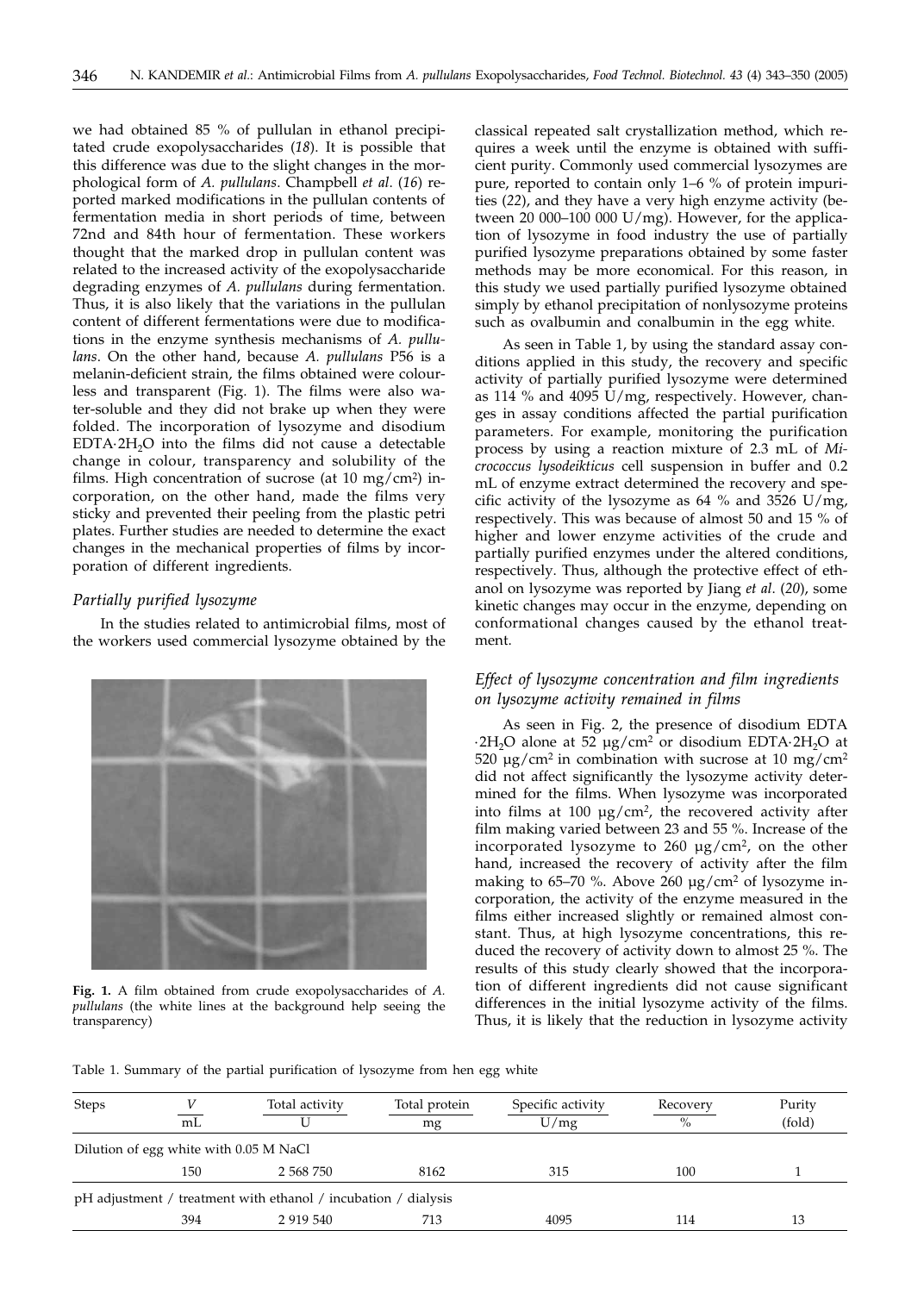we had obtained 85 % of pullulan in ethanol precipitated crude exopolysaccharides (*18*). It is possible that this difference was due to the slight changes in the morphological form of *A. pullulans*. Champbell *et al*. (*16*) reported marked modifications in the pullulan contents of fermentation media in short periods of time, between 72nd and 84th hour of fermentation. These workers thought that the marked drop in pullulan content was related to the increased activity of the exopolysaccharide degrading enzymes of *A. pullulans* during fermentation. Thus, it is also likely that the variations in the pullulan content of different fermentations were due to modifications in the enzyme synthesis mechanisms of *A. pullulans*. On the other hand, because *A. pullulans* P56 is a melanin-deficient strain, the films obtained were colourless and transparent (Fig. 1). The films were also water-soluble and they did not brake up when they were folded. The incorporation of lysozyme and disodium EDTA·$2H_2O$ into the films did not cause a detectable change in colour, transparency and solubility of the films. High concentration of sucrose (at 10 $mg/cm^2$) incorporation, on the other hand, made the films very sticky and prevented their peeling from the plastic petri plates. Further studies are needed to determine the exact changes in the mechanical properties of films by incorporation of different ingredients.

### *Partially purified lysozyme*

In the studies related to antimicrobial films, most of the workers used commercial lysozyme obtained by the classical repeated salt crystallization method, which requires a week until the enzyme is obtained with sufficient purity. Commonly used commercial lysozymes are pure, reported to contain only 1–6 % of protein impurities (*22*), and they have a very high enzyme activity (between 20 000–100 000 U/mg). However, for the application of lysozyme in food industry the use of partially purified lysozyme preparations obtained by some faster methods may be more economical. For this reason, in this study we used partially purified lysozyme obtained simply by ethanol precipitation of nonlysozyme proteins such as ovalbumin and conalbumin in the egg white.

Fig. 1. A film obtained from crude exopolysaccharides of *A. pullulans* (the white lines at the background help seeing the transparency)

As seen in Table 1, by using the standard assay conditions applied in this study, the recovery and specific activity of partially purified lysozyme were determined as 114 % and 4095 U/mg, respectively. However, changes in assay conditions affected the partial purification parameters. For example, monitoring the purification process by using a reaction mixture of 2.3 mL of *Micrococcus lysodeikticus* cell suspension in buffer and 0.2 mL of enzyme extract determined the recovery and specific activity of the lysozyme as 64 % and 3526 U/mg, respectively. This was because of almost 50 and 15 % of higher and lower enzyme activities of the crude and partially purified enzymes under the altered conditions, respectively. Thus, although the protective effect of ethanol on lysozyme was reported by Jiang *et al*. (*20*), some kinetic changes may occur in the enzyme, depending on conformational changes caused by the ethanol treatment.

### *Effect of lysozyme concentration and film ingredients on lysozyme activity remained in films*

As seen in Fig. 2, the presence of disodium EDTA·$2H_2O$ alone at 52 $\mu g/cm^2$ or disodium EDTA·$2H_2O$ at 520 $\mu g/cm^2$ in combination with sucrose at 10 $mg/cm^2$ did not affect significantly the lysozyme activity determined for the films. When lysozyme was incorporated into films at 100 $\mu g/cm^2$, the recovered activity after film making varied between 23 and 55 %. Increase of the incorporated lysozyme to 260 $\mu g/cm^2$, on the other hand, increased the recovery of activity after the film making to 65–70 %. Above 260 $\mu g/cm^2$ of lysozyme incorporation, the activity of the enzyme measured in the films either increased slightly or remained almost constant. Thus, at high lysozyme concentrations, this reduced the recovery of activity down to almost 25 %. The results of this study clearly showed that the incorporation of different ingredients did not cause significant differences in the initial lysozyme activity of the films. Thus, it is likely that the reduction in lysozyme activity

Table 1. Summary of the partial purification of lysozyme from hen egg white

| Steps | *V*/mL | Total activity/U | Total protein/mg | Specific activity/(U/mg) | Recovery/% | Purity (fold) |
|---|---|---|---|---|---|---|
| Dilution of egg white with 0.05 M NaCl | | | | | | |
| | 150 | 2 568 750 | 8162 | 315 | 100 | 1 |
| pH adjustment / treatment with ethanol / incubation / dialysis | | | | | | |
| | 394 | 2 919 540 | 713 | 4095 | 114 | 13 |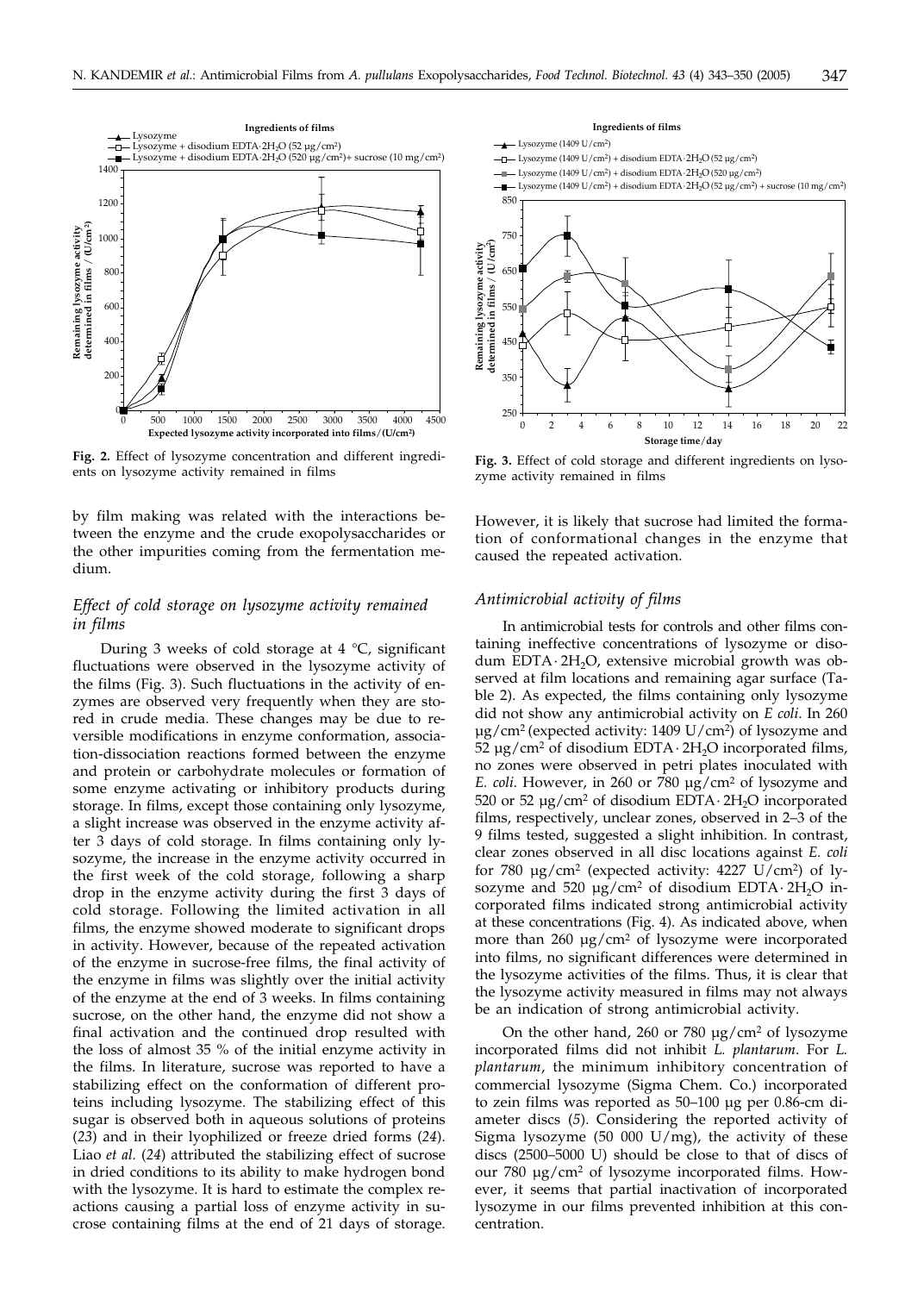Fig. 2. Effect of lysozyme concentration and different ingredients on lysozyme activity remained in films

Fig. 3. Effect of cold storage and different ingredients on lysozyme activity remained in films

by film making was related with the interactions between the enzyme and the crude exopolysaccharides or the other impurities coming from the fermentation medium.

### *Effect of cold storage on lysozyme activity remained in films*

During 3 weeks of cold storage at 4 °C, significant fluctuations were observed in the lysozyme activity of the films (Fig. 3). Such fluctuations in the activity of enzymes are observed very frequently when they are stored in crude media. These changes may be due to reversible modifications in enzyme conformation, association-dissociation reactions formed between the enzyme and protein or carbohydrate molecules or formation of some enzyme activating or inhibitory products during storage. In films, except those containing only lysozyme, a slight increase was observed in the enzyme activity after 3 days of cold storage. In films containing only lysozyme, the increase in the enzyme activity occurred in the first week of the cold storage, following a sharp drop in the enzyme activity during the first 3 days of cold storage. Following the limited activation in all films, the enzyme showed moderate to significant drops in activity. However, because of the repeated activation of the enzyme in sucrose-free films, the final activity of the enzyme in films was slightly over the initial activity of the enzyme at the end of 3 weeks. In films containing sucrose, on the other hand, the enzyme did not show a final activation and the continued drop resulted with the loss of almost 35 % of the initial enzyme activity in the films. In literature, sucrose was reported to have a stabilizing effect on the conformation of different proteins including lysozyme. The stabilizing effect of this sugar is observed both in aqueous solutions of proteins (*23*) and in their lyophilized or freeze dried forms (*24*). Liao *et al.* (*24*) attributed the stabilizing effect of sucrose in dried conditions to its ability to make hydrogen bond with the lysozyme. It is hard to estimate the complex reactions causing a partial loss of enzyme activity in sucrose containing films at the end of 21 days of storage. However, it is likely that sucrose had limited the formation of conformational changes in the enzyme that caused the repeated activation.

### *Antimicrobial activity of films*

In antimicrobial tests for controls and other films containing ineffective concentrations of lysozyme or disodium EDTA·$2H_2O$, extensive microbial growth was observed at film locations and remaining agar surface (Table 2). As expected, the films containing only lysozyme did not show any antimicrobial activity on *E coli*. In 260 μg/cm$^2$ (expected activity: 1409 U/cm$^2$) of lysozyme and 52 μg/cm$^2$ of disodium EDTA·$2H_2O$ incorporated films, no zones were observed in petri plates inoculated with *E. coli.* However, in 260 or 780 μg/cm$^2$ of lysozyme and 520 or 52 μg/cm$^2$ of disodium EDTA·$2H_2O$ incorporated films, respectively, unclear zones, observed in 2–3 of the 9 films tested, suggested a slight inhibition. In contrast, clear zones observed in all disc locations against *E. coli* for 780 μg/cm$^2$ (expected activity: 4227 U/cm$^2$) of lysozyme and 520 μg/cm$^2$ of disodium EDTA·$2H_2O$ incorporated films indicated strong antimicrobial activity at these concentrations (Fig. 4). As indicated above, when more than 260 μg/cm$^2$ of lysozyme were incorporated into films, no significant differences were determined in the lysozyme activities of the films. Thus, it is clear that the lysozyme activity measured in films may not always be an indication of strong antimicrobial activity.

On the other hand, 260 or 780 μg/cm$^2$ of lysozyme incorporated films did not inhibit *L. plantarum*. For *L. plantarum*, the minimum inhibitory concentration of commercial lysozyme (Sigma Chem. Co.) incorporated to zein films was reported as 50–100 μg per 0.86-cm diameter discs (*5*). Considering the reported activity of Sigma lysozyme (50 000 U/mg), the activity of these discs (2500–5000 U) should be close to that of discs of our 780 μg/cm$^2$ of lysozyme incorporated films. However, it seems that partial inactivation of incorporated lysozyme in our films prevented inhibition at this concentration.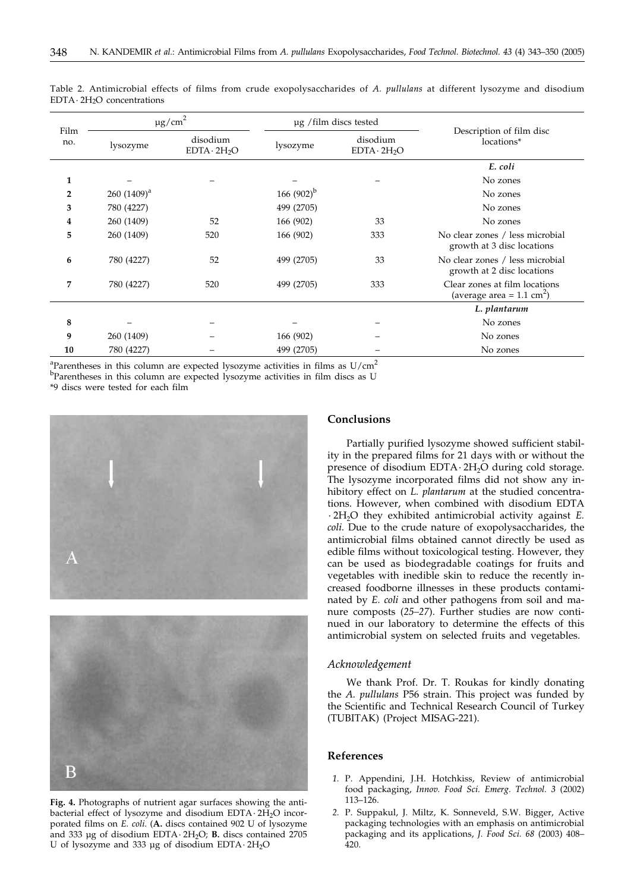Table 2. Antimicrobial effects of films from crude exopolysaccharides of *A. pullulans* at different lysozyme and disodium EDTA·$2H_2O$ concentrations

| Film no. | $\mu g/cm^2$ | | µg /film discs tested | | Description of film disc locations* |
|---|---|---|---|---|---|
| | lysozyme | disodium EDTA·$2H_2O$ | lysozyme | disodium EDTA·$2H_2O$ | |
| | | | | | ***E. coli*** |
| **1** | – | – | – | – | No zones |
| **2** | 260 (1409)[a] | | 166 (902)[b] | | No zones |
| **3** | 780 (4227) | | 499 (2705) | | No zones |
| **4** | 260 (1409) | 52 | 166 (902) | 33 | No zones |
| **5** | 260 (1409) | 520 | 166 (902) | 333 | No clear zones / less microbial growth at 3 disc locations |
| **6** | 780 (4227) | 52 | 499 (2705) | 33 | No clear zones / less microbial growth at 2 disc locations |
| **7** | 780 (4227) | 520 | 499 (2705) | 333 | Clear zones at film locations (average area = 1.1 $cm^2$) |
| | | | | | ***L. plantarum*** |
| **8** | – | – | – | – | No zones |
| **9** | 260 (1409) | – | 166 (902) | – | No zones |
| **10** | 780 (4227) | – | 499 (2705) | – | No zones |

[a]Parentheses in this column are expected lysozyme activities in films as $U/cm^2$

[b]Parentheses in this column are expected lysozyme activities in film discs as U

*9 discs were tested for each film

**Fig. 4.** Photographs of nutrient agar surfaces showing the antibacterial effect of lysozyme and disodium EDTA·$2H_2O$ incorporated films on *E. coli.* (**A.** discs contained 902 U of lysozyme and 333 µg of disodium EDTA·$2H_2O$; **B.** discs contained 2705 U of lysozyme and 333 µg of disodium EDTA·$2H_2O$

## Conclusions

Partially purified lysozyme showed sufficient stability in the prepared films for 21 days with or without the presence of disodium EDTA·$2H_2O$ during cold storage. The lysozyme incorporated films did not show any inhibitory effect on *L. plantarum* at the studied concentrations. However, when combined with disodium EDTA ·$2H_2O$ they exhibited antimicrobial activity against *E. coli*. Due to the crude nature of exopolysaccharides, the antimicrobial films obtained cannot directly be used as edible films without toxicological testing. However, they can be used as biodegradable coatings for fruits and vegetables with inedible skin to reduce the recently increased foodborne illnesses in these products contaminated by *E. coli* and other pathogens from soil and manure composts (*25–27*). Further studies are now continued in our laboratory to determine the effects of this antimicrobial system on selected fruits and vegetables.

### *Acknowledgement*

We thank Prof. Dr. T. Roukas for kindly donating the *A. pullulans* P56 strain. This project was funded by the Scientific and Technical Research Council of Turkey (TUBITAK) (Project MISAG-221).

## References

*1.* P. Appendini, J.H. Hotchkiss, Review of antimicrobial food packaging, *Innov. Food Sci. Emerg. Technol. 3* (2002) 113–126.

*2.* P. Suppakul, J. Miltz, K. Sonneveld, S.W. Bigger, Active packaging technologies with an emphasis on antimicrobial packaging and its applications, *J. Food Sci. 68* (2003) 408–420.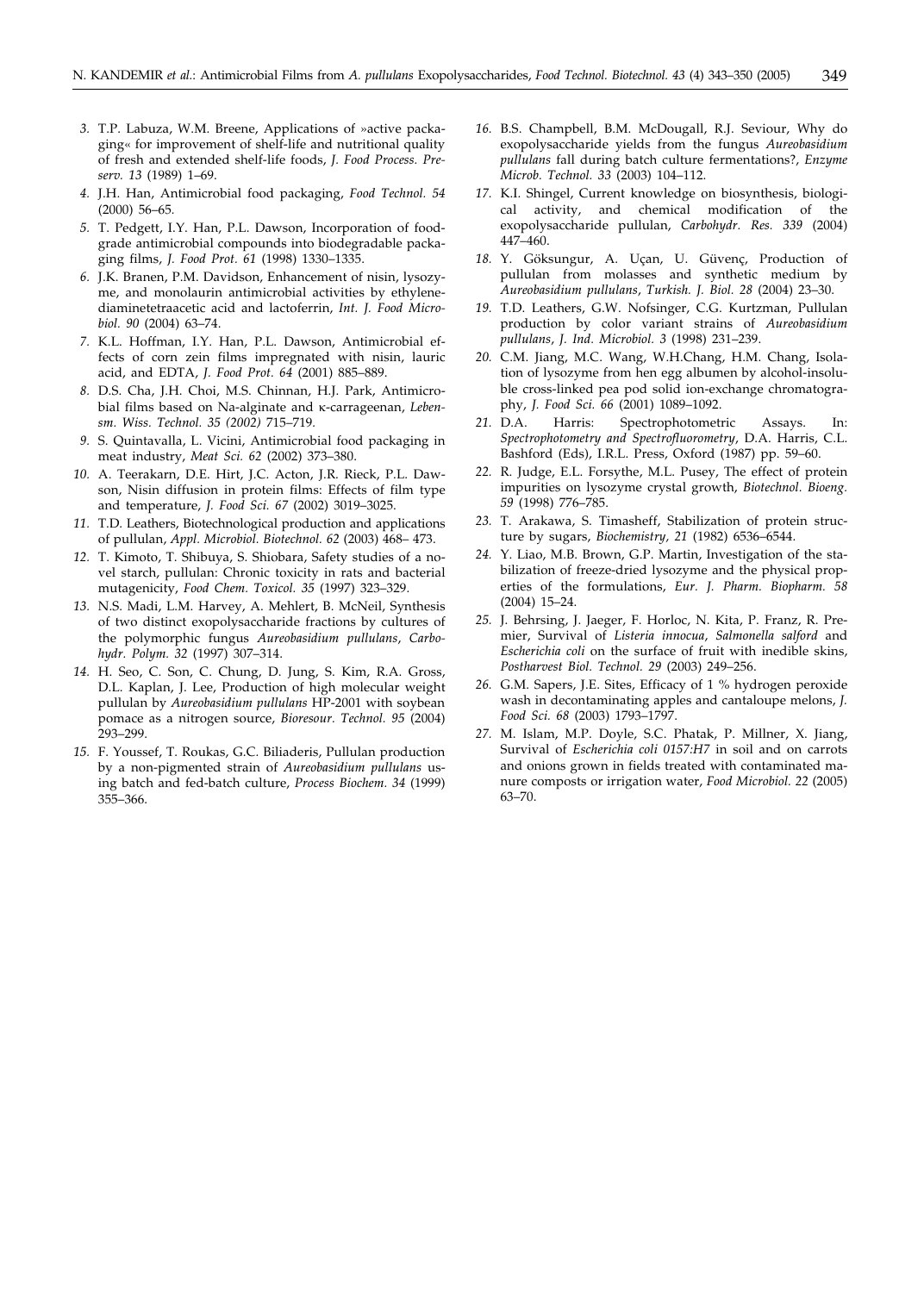3. T.P. Labuza, W.M. Breene, Applications of »active packaging« for improvement of shelf-life and nutritional quality of fresh and extended shelf-life foods, *J. Food Process. Preserv. 13* (1989) 1–69.
4. J.H. Han, Antimicrobial food packaging, *Food Technol. 54* (2000) 56–65.
5. T. Pedgett, I.Y. Han, P.L. Dawson, Incorporation of food-grade antimicrobial compounds into biodegradable packaging films, *J. Food Prot. 61* (1998) 1330–1335.
6. J.K. Branen, P.M. Davidson, Enhancement of nisin, lysozyme, and monolaurin antimicrobial activities by ethylenediaminetetraacetic acid and lactoferrin, *Int. J. Food Microbiol. 90* (2004) 63–74.
7. K.L. Hoffman, I.Y. Han, P.L. Dawson, Antimicrobial effects of corn zein films impregnated with nisin, lauric acid, and EDTA, *J. Food Prot. 64* (2001) 885–889.
8. D.S. Cha, J.H. Choi, M.S. Chinnan, H.J. Park, Antimicrobial films based on Na-alginate and κ-carrageenan, *Lebensm. Wiss. Technol. 35 (2002)* 715–719.
9. S. Quintavalla, L. Vicini, Antimicrobial food packaging in meat industry, *Meat Sci. 62* (2002) 373–380.
10. A. Teerakarn, D.E. Hirt, J.C. Acton, J.R. Rieck, P.L. Dawson, Nisin diffusion in protein films: Effects of film type and temperature, *J. Food Sci. 67* (2002) 3019–3025.
11. T.D. Leathers, Biotechnological production and applications of pullulan, *Appl. Microbiol. Biotechnol. 62* (2003) 468– 473.
12. T. Kimoto, T. Shibuya, S. Shiobara, Safety studies of a novel starch, pullulan: Chronic toxicity in rats and bacterial mutagenicity, *Food Chem. Toxicol. 35* (1997) 323–329.
13. N.S. Madi, L.M. Harvey, A. Mehlert, B. McNeil, Synthesis of two distinct exopolysaccharide fractions by cultures of the polymorphic fungus *Aureobasidium pullulans*, *Carbohydr. Polym. 32* (1997) 307–314.
14. H. Seo, C. Son, C. Chung, D. Jung, S. Kim, R.A. Gross, D.L. Kaplan, J. Lee, Production of high molecular weight pullulan by *Aureobasidium pullulans* HP-2001 with soybean pomace as a nitrogen source, *Bioresour. Technol. 95* (2004) 293–299.
15. F. Youssef, T. Roukas, G.C. Biliaderis, Pullulan production by a non-pigmented strain of *Aureobasidium pullulans* using batch and fed-batch culture, *Process Biochem. 34* (1999) 355–366.
16. B.S. Champbell, B.M. McDougall, R.J. Seviour, Why do exopolysaccharide yields from the fungus *Aureobasidium pullulans* fall during batch culture fermentations?, *Enzyme Microb. Technol. 33* (2003) 104–112.
17. K.I. Shingel, Current knowledge on biosynthesis, biological activity, and chemical modification of the exopolysaccharide pullulan, *Carbohydr. Res. 339* (2004) 447–460.
18. Y. Göksungur, A. Uçan, U. Güvenç, Production of pullulan from molasses and synthetic medium by *Aureobasidium pullulans*, *Turkish. J. Biol. 28* (2004) 23–30.
19. T.D. Leathers, G.W. Nofsinger, C.G. Kurtzman, Pullulan production by color variant strains of *Aureobasidium pullulans*, *J. Ind. Microbiol. 3* (1998) 231–239.
20. C.M. Jiang, M.C. Wang, W.H.Chang, H.M. Chang, Isolation of lysozyme from hen egg albumen by alcohol-insoluble cross-linked pea pod solid ion-exchange chromatography, *J. Food Sci. 66* (2001) 1089–1092.
21. D.A. Harris: Spectrophotometric Assays. In: *Spectrophotometry and Spectrofluorometry*, D.A. Harris, C.L. Bashford (Eds), I.R.L. Press, Oxford (1987) pp. 59–60.
22. R. Judge, E.L. Forsythe, M.L. Pusey, The effect of protein impurities on lysozyme crystal growth, *Biotechnol. Bioeng. 59* (1998) 776–785.
23. T. Arakawa, S. Timasheff, Stabilization of protein structure by sugars, *Biochemistry, 21* (1982) 6536–6544.
24. Y. Liao, M.B. Brown, G.P. Martin, Investigation of the stabilization of freeze-dried lysozyme and the physical properties of the formulations, *Eur. J. Pharm. Biopharm. 58* (2004) 15–24.
25. J. Behrsing, J. Jaeger, F. Horloc, N. Kita, P. Franz, R. Premier, Survival of *Listeria innocua*, *Salmonella salford* and *Escherichia coli* on the surface of fruit with inedible skins, *Postharvest Biol. Technol. 29* (2003) 249–256.
26. G.M. Sapers, J.E. Sites, Efficacy of 1 % hydrogen peroxide wash in decontaminating apples and cantaloupe melons, *J. Food Sci. 68* (2003) 1793–1797.
27. M. Islam, M.P. Doyle, S.C. Phatak, P. Millner, X. Jiang, Survival of *Escherichia coli 0157:H7* in soil and on carrots and onions grown in fields treated with contaminated manure composts or irrigation water, *Food Microbiol. 22* (2005) 63–70.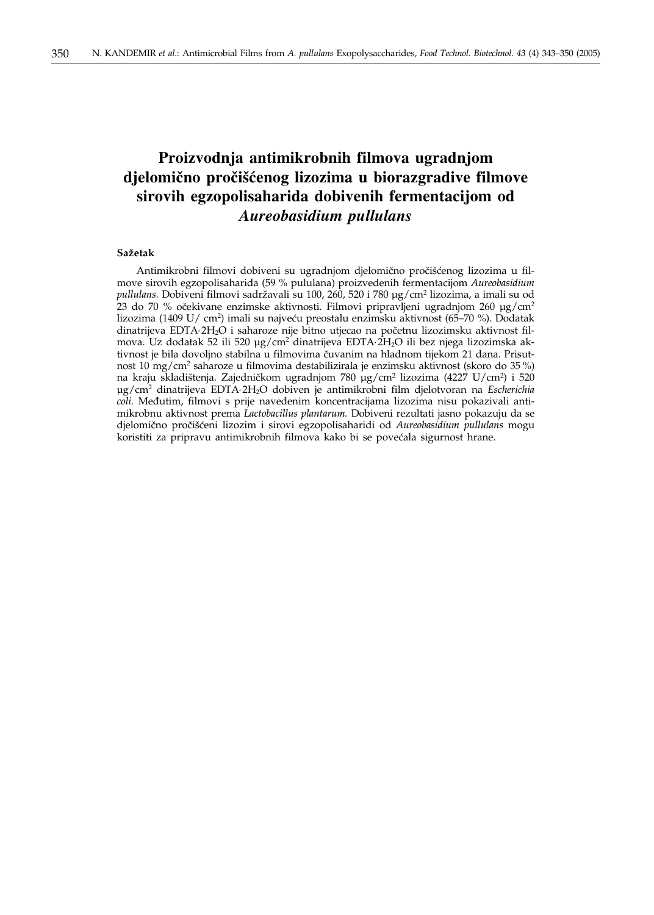# Proizvodnja antimikrobnih filmova ugradnjom djelomično pročišćenog lizozima u biorazgradive filmove sirovih egzopolisaharida dobivenih fermentacijom od *Aureobasidium pullulans*

## Sažetak

Antimikrobni filmovi dobiveni su ugradnjom djelomično pročišćenog lizozima u filmove sirovih egzopolisaharida (59 % pululana) proizvedenih fermentacijom *Aureobasidium pullulans.* Dobiveni filmovi sadržavali su 100, 260, 520 i 780 µg/cm$^2$ lizozima, a imali su od 23 do 70 % očekivane enzimske aktivnosti. Filmovi pripravljeni ugradnjom 260 µg/cm$^2$ lizozima (1409 U/ cm$^2$) imali su najveću preostalu enzimsku aktivnost (65–70 %). Dodatak dinatrijeva EDTA·2$H_2O$ i saharoze nije bitno utjecao na početnu lizozimsku aktivnost filmova. Uz dodatak 52 ili 520 µg/cm$^2$ dinatrijeva EDTA·2$H_2O$ ili bez njega lizozimska aktivnost je bila dovoljno stabilna u filmovima čuvanim na hladnom tijekom 21 dana. Prisutnost 10 mg/cm$^2$ saharoze u filmovima destabilizirala je enzimsku aktivnost (skoro do 35 %) na kraju skladištenja. Zajedničkom ugradnjom 780 µg/cm$^2$ lizozima (4227 U/cm$^2$) i 520 µg/cm$^2$ dinatrijeva EDTA·2$H_2O$ dobiven je antimikrobni film djelotvoran na *Escherichia coli.* Međutim, filmovi s prije navedenim koncentracijama lizozima nisu pokazivali antimikrobnu aktivnost prema *Lactobacillus plantarum.* Dobiveni rezultati jasno pokazuju da se djelomično pročišćeni lizozim i sirovi egzopolisaharidi od *Aureobasidium pullulans* mogu koristiti za pripravu antimikrobnih filmova kako bi se povećala sigurnost hrane.